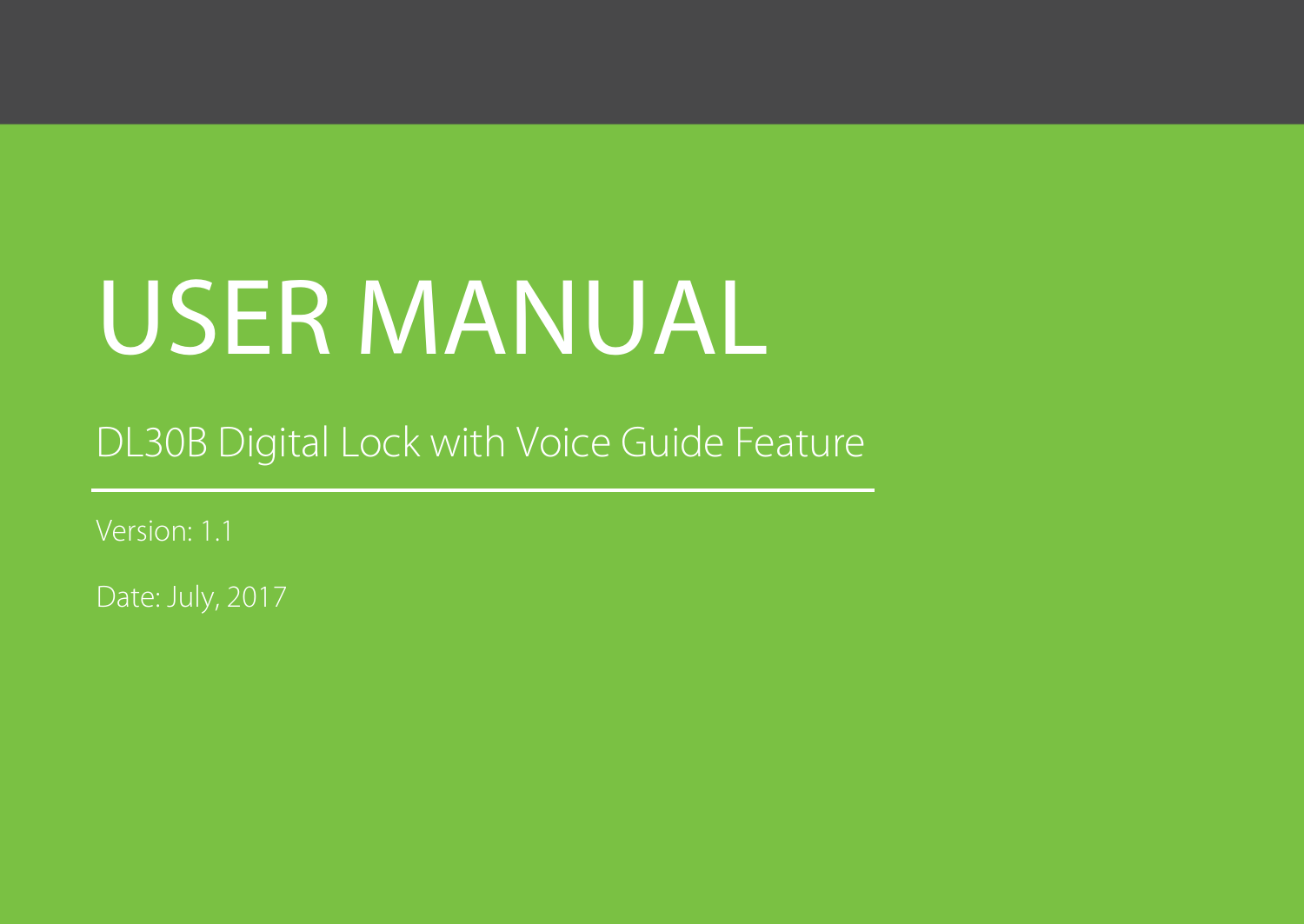# USER MANUAL

## DL30B Digital Lock with Voice Guide Feature

Version: 1.1

Date: July, 2017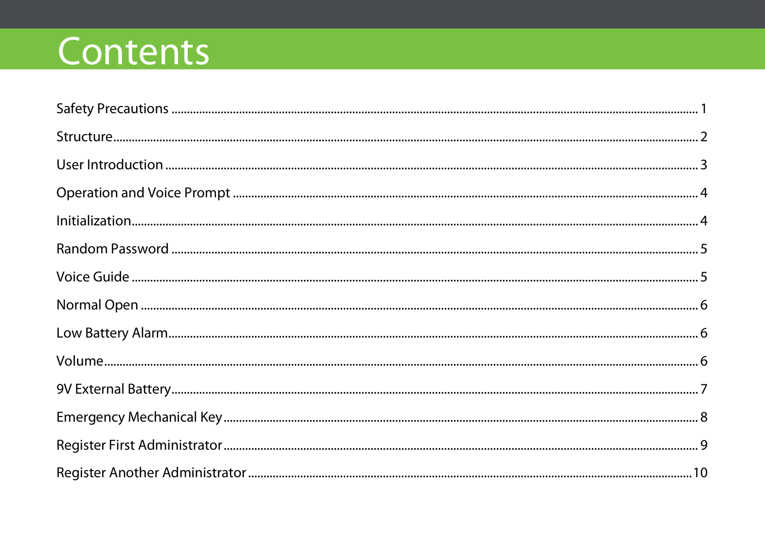# Contents

Safety Precautions .......... 1

Structure .......... 2

User Introduction .......... 3

Operation and Voice Prompt .......... 4

Initialization .......... 4

Random Password .......... 5

Voice Guide .......... 5

Normal Open .......... 6

Low Battery Alarm .......... 6

Volume .......... 6

9V External Battery .......... 7

Emergency Mechanical Key .......... 8

Register First Administrator .......... 9

Register Another Administrator .......... 10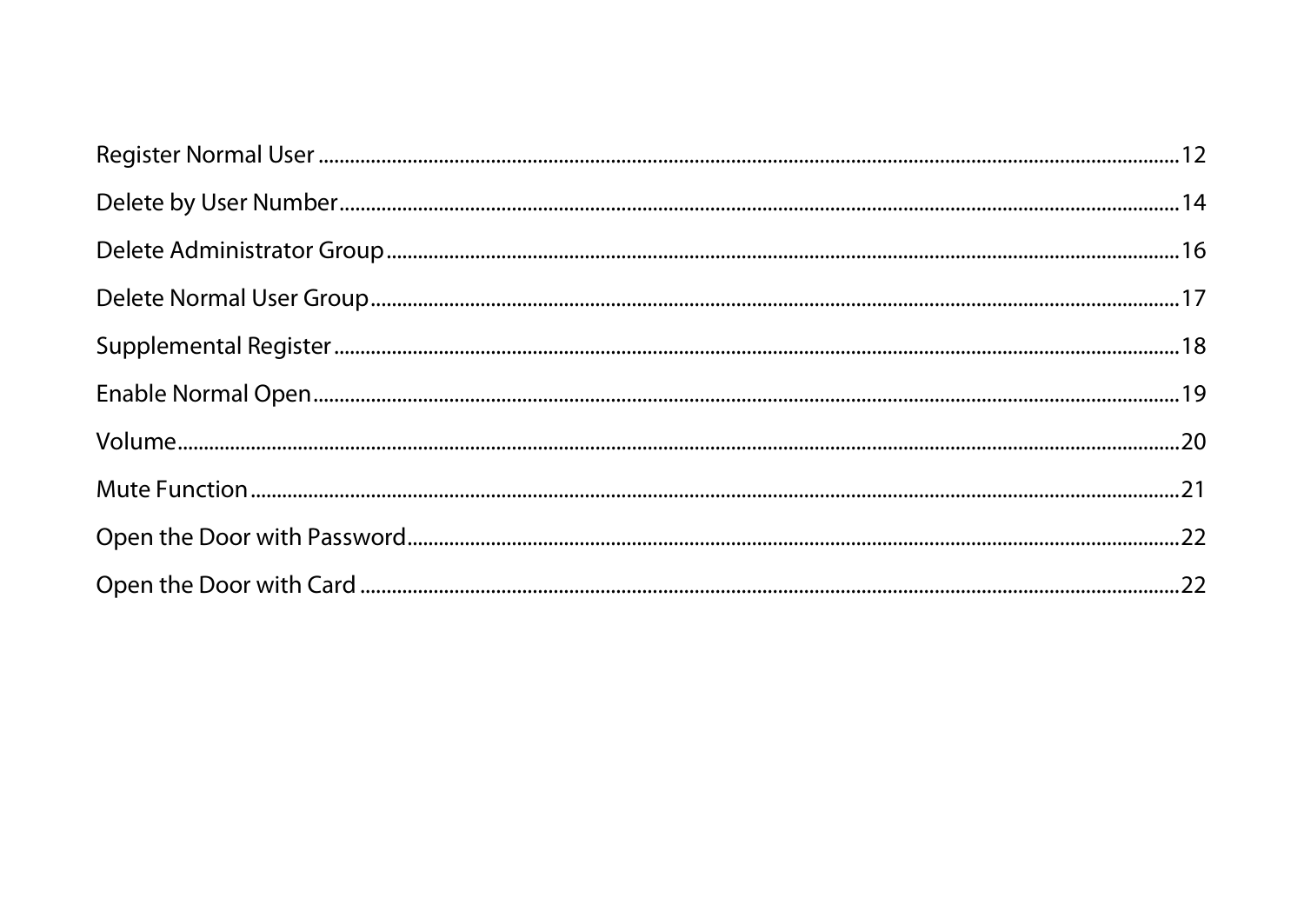Register Normal User .......... 12

Delete by User Number .......... 14

Delete Administrator Group .......... 16

Delete Normal User Group .......... 17

Supplemental Register .......... 18

Enable Normal Open .......... 19

Volume .......... 20

Mute Function .......... 21

Open the Door with Password .......... 22

Open the Door with Card .......... 22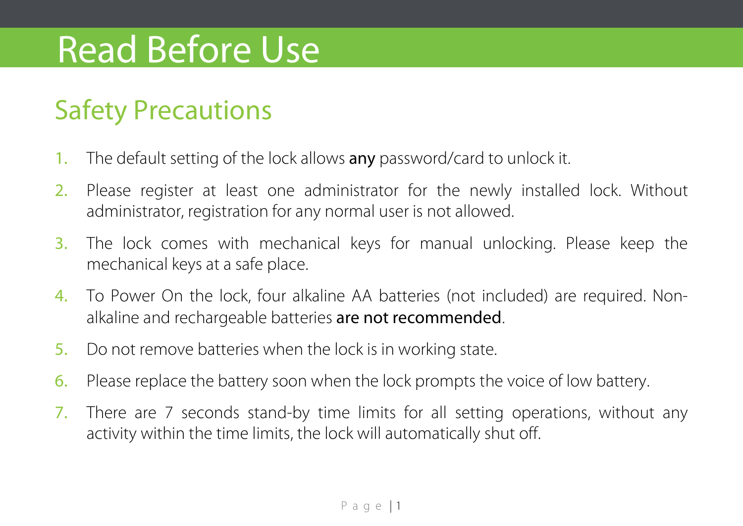# Read Before Use

## Safety Precautions

1. The default setting of the lock allows **any** password/card to unlock it.
2. Please register at least one administrator for the newly installed lock. Without administrator, registration for any normal user is not allowed.
3. The lock comes with mechanical keys for manual unlocking. Please keep the mechanical keys at a safe place.
4. To Power On the lock, four alkaline AA batteries (not included) are required. Non-alkaline and rechargeable batteries **are not recommended**.
5. Do not remove batteries when the lock is in working state.
6. Please replace the battery soon when the lock prompts the voice of low battery.
7. There are 7 seconds stand-by time limits for all setting operations, without any activity within the time limits, the lock will automatically shut off.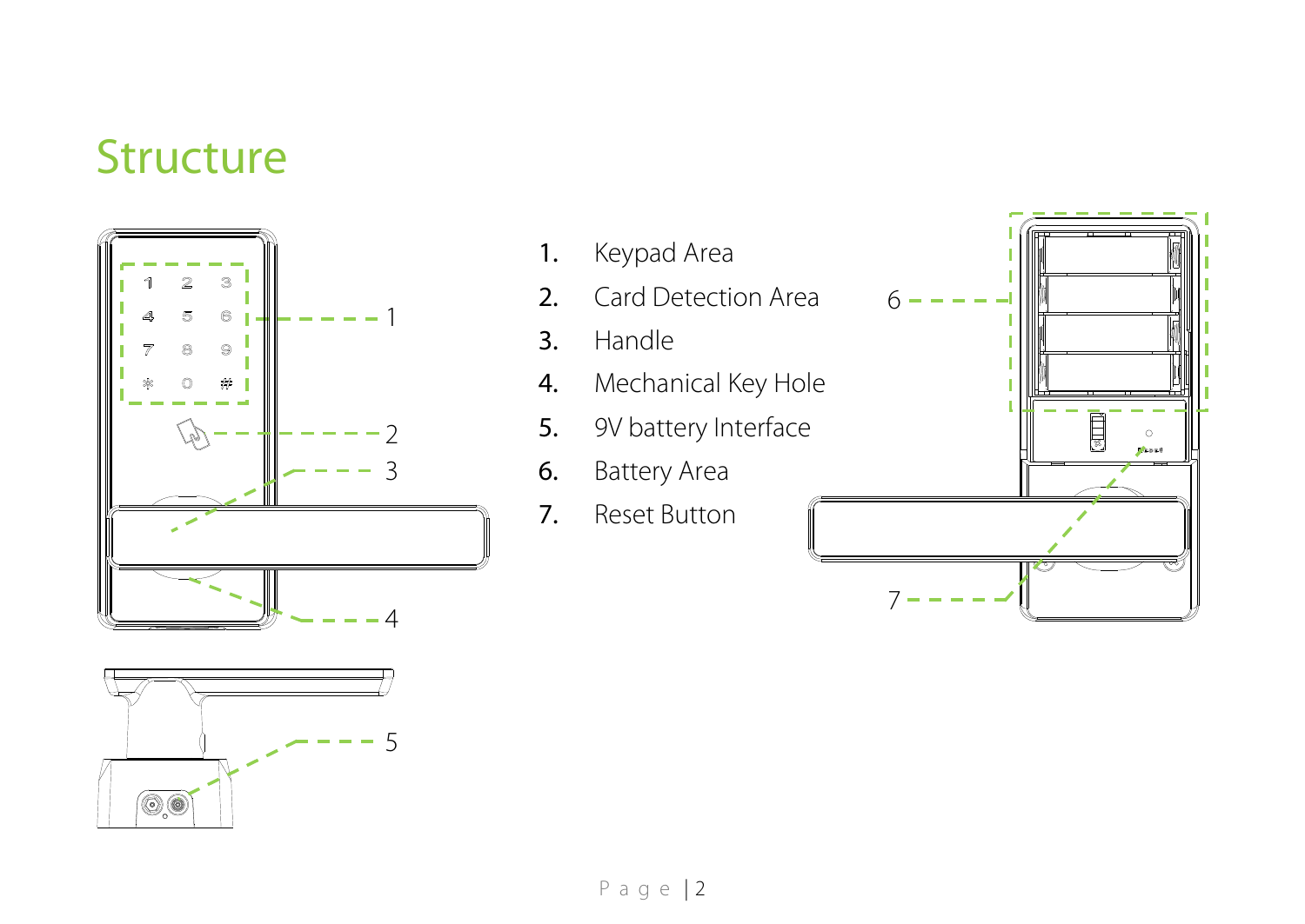# Structure

1. Keypad Area
2. Card Detection Area
3. Handle
4. Mechanical Key Hole
5. 9V battery Interface
6. Battery Area
7. Reset Button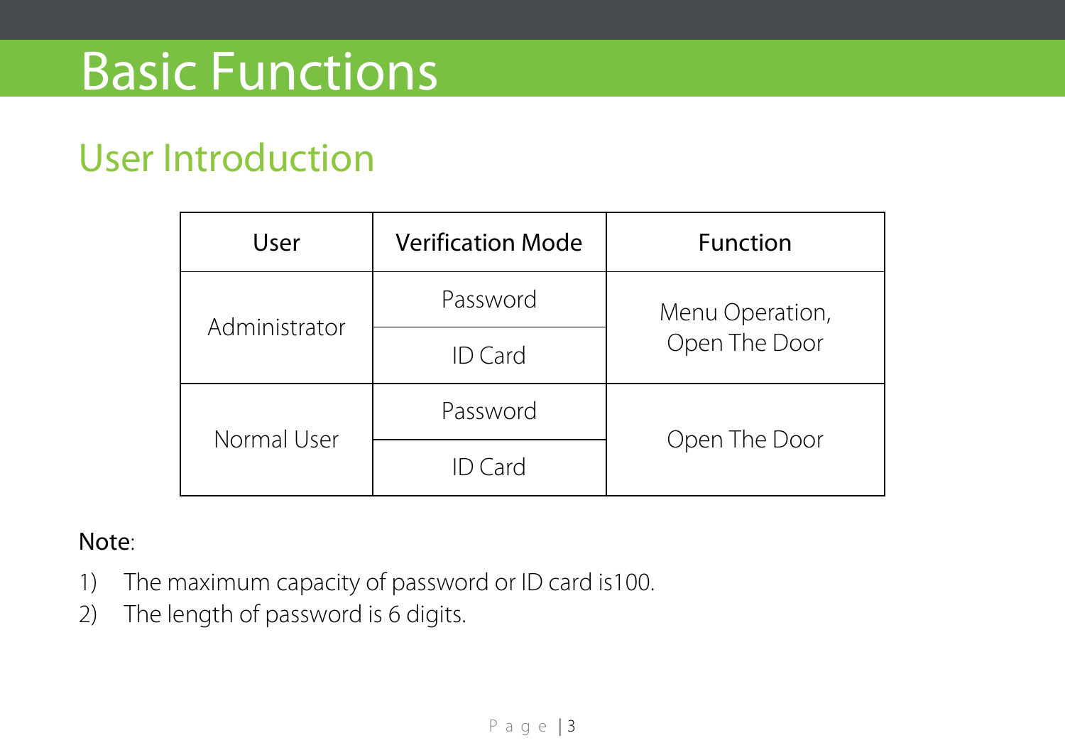# Basic Functions

## User Introduction

| User | Verification Mode | Function |
|---|---|---|
| Administrator | Password | Menu Operation, Open The Door |
| | ID Card | |
| Normal User | Password | Open The Door |
| | ID Card | |

Note:

1) The maximum capacity of password or ID card is100.
2) The length of password is 6 digits.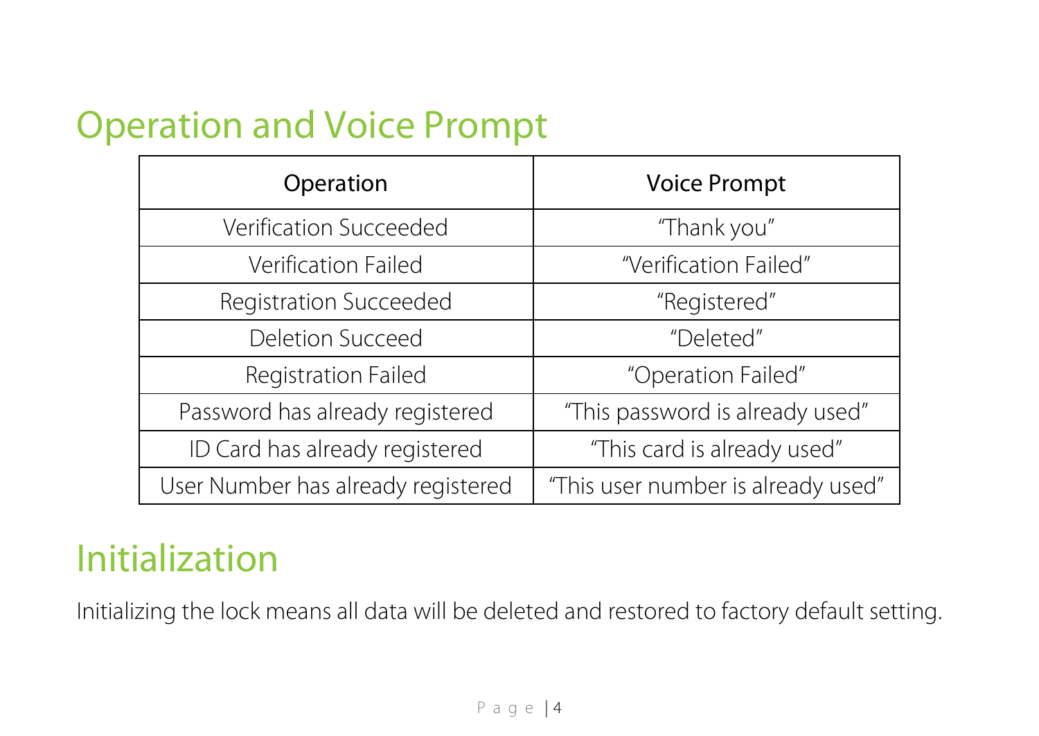## Operation and Voice Prompt

| Operation | Voice Prompt |
|---|---|
| Verification Succeeded | "Thank you" |
| Verification Failed | "Verification Failed" |
| Registration Succeeded | "Registered" |
| Deletion Succeed | "Deleted" |
| Registration Failed | "Operation Failed" |
| Password has already registered | "This password is already used" |
| ID Card has already registered | "This card is already used" |
| User Number has already registered | "This user number is already used" |

## Initialization

Initializing the lock means all data will be deleted and restored to factory default setting.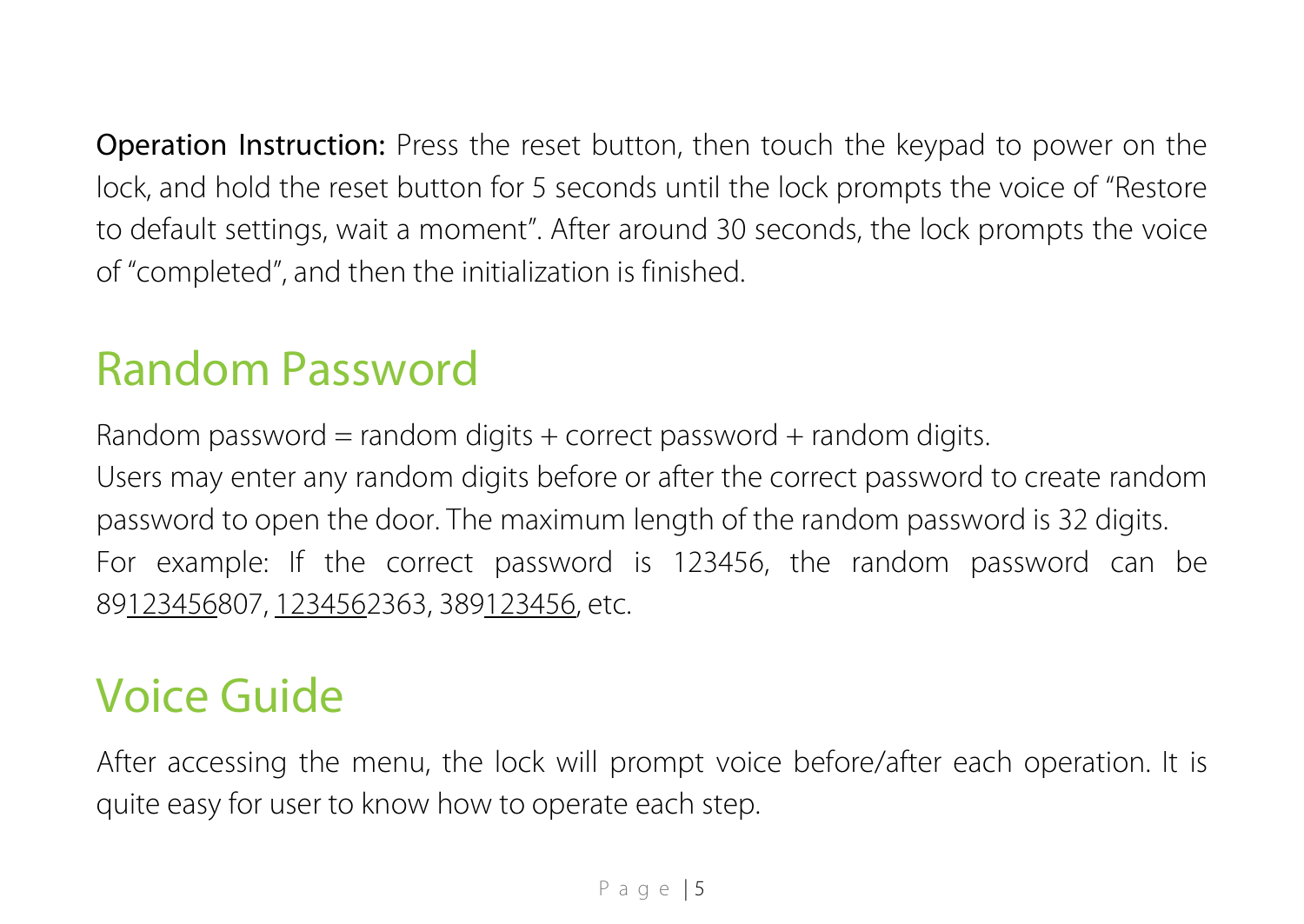**Operation Instruction:** Press the reset button, then touch the keypad to power on the lock, and hold the reset button for 5 seconds until the lock prompts the voice of "Restore to default settings, wait a moment". After around 30 seconds, the lock prompts the voice of "completed", and then the initialization is finished.

## Random Password

Random password = random digits + correct password + random digits.

Users may enter any random digits before or after the correct password to create random password to open the door. The maximum length of the random password is 32 digits.

For example: If the correct password is 123456, the random password can be 89<u>123456</u>807, <u>123456</u>2363, 389<u>123456</u>, etc.

## Voice Guide

After accessing the menu, the lock will prompt voice before/after each operation. It is quite easy for user to know how to operate each step.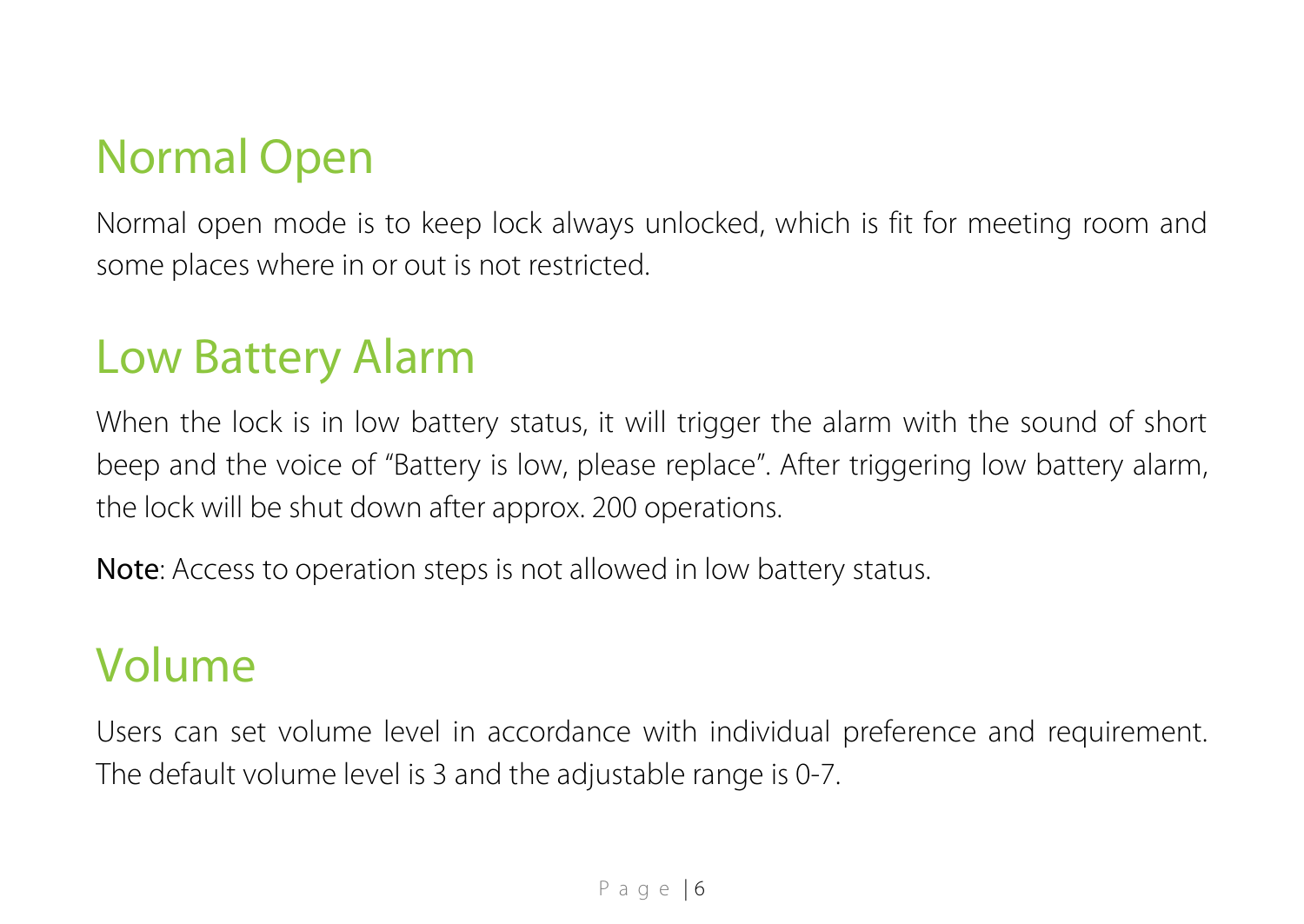## Normal Open

Normal open mode is to keep lock always unlocked, which is fit for meeting room and some places where in or out is not restricted.

## Low Battery Alarm

When the lock is in low battery status, it will trigger the alarm with the sound of short beep and the voice of "Battery is low, please replace". After triggering low battery alarm, the lock will be shut down after approx. 200 operations.

Note: Access to operation steps is not allowed in low battery status.

## Volume

Users can set volume level in accordance with individual preference and requirement. The default volume level is 3 and the adjustable range is 0-7.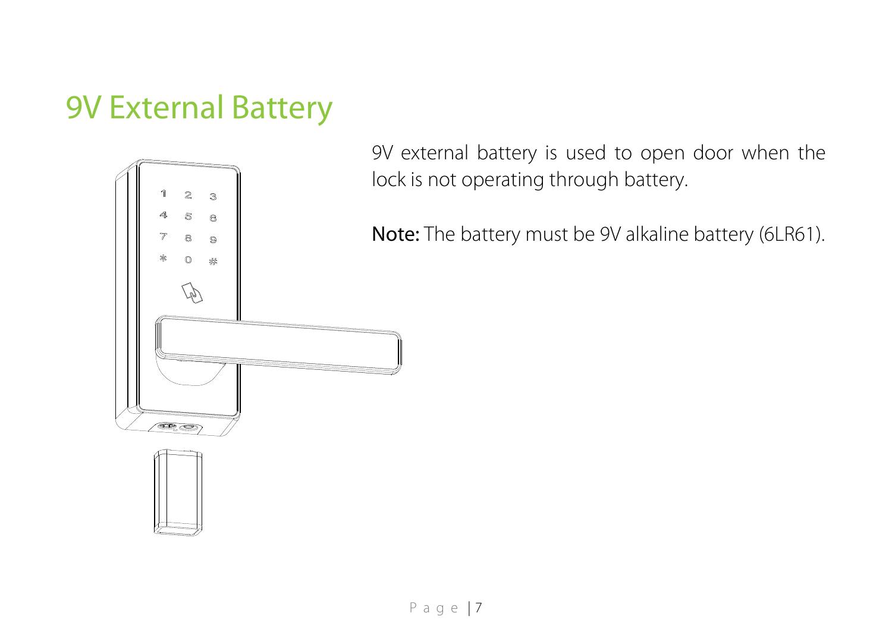# 9V External Battery

9V external battery is used to open door when the lock is not operating through battery.

**Note:** The battery must be 9V alkaline battery (6LR61).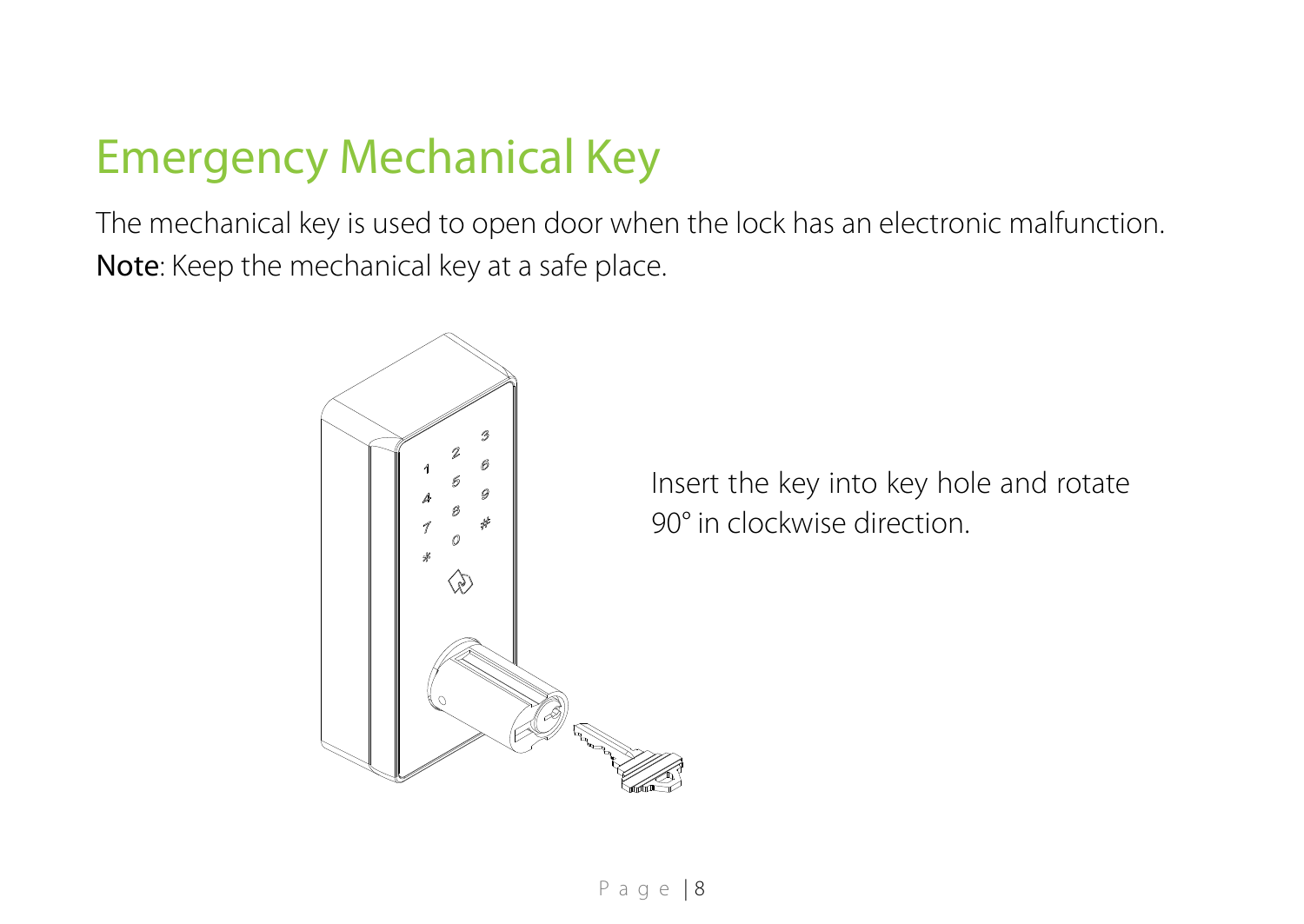# Emergency Mechanical Key

The mechanical key is used to open door when the lock has an electronic malfunction.

**Note**: Keep the mechanical key at a safe place.

Insert the key into key hole and rotate 90° in clockwise direction.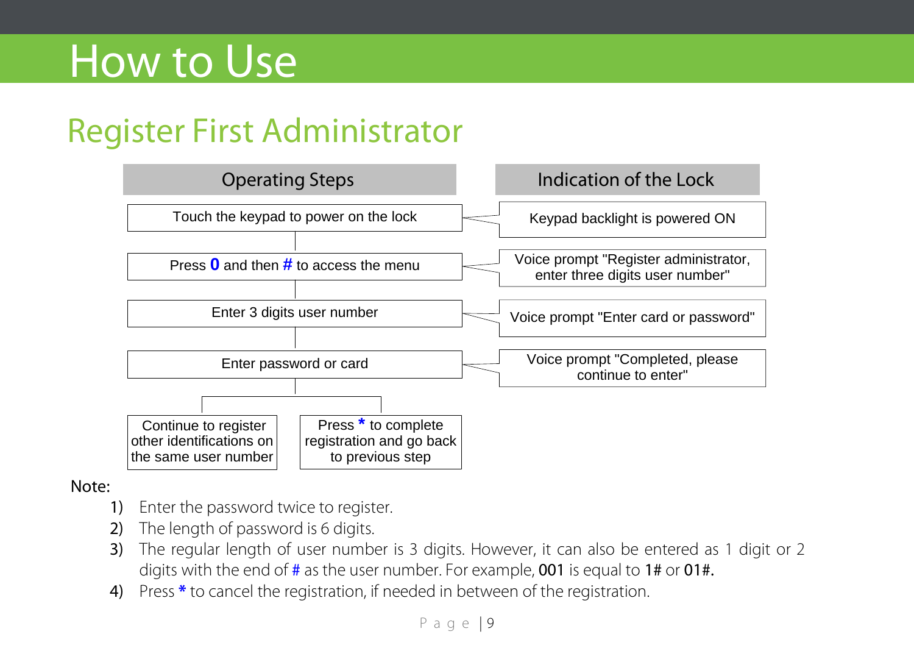# How to Use

## Register First Administrator

| Operating Steps | Indication of the Lock |
|---|---|
| Touch the keypad to power on the lock | Keypad backlight is powered ON |
| Press **0** and then **#** to access the menu | Voice prompt "Register administrator, enter three digits user number" |
| Enter 3 digits user number | Voice prompt "Enter card or password" |
| Enter password or card | Voice prompt "Completed, please continue to enter" |
| Continue to register other identifications on the same user number / Press * to complete registration and go back to previous step | |

Note:

1) Enter the password twice to register.
2) The length of password is 6 digits.
3) The regular length of user number is 3 digits. However, it can also be entered as 1 digit or 2 digits with the end of # as the user number. For example, **001** is equal to **1#** or **01#.**
4) Press * to cancel the registration, if needed in between of the registration.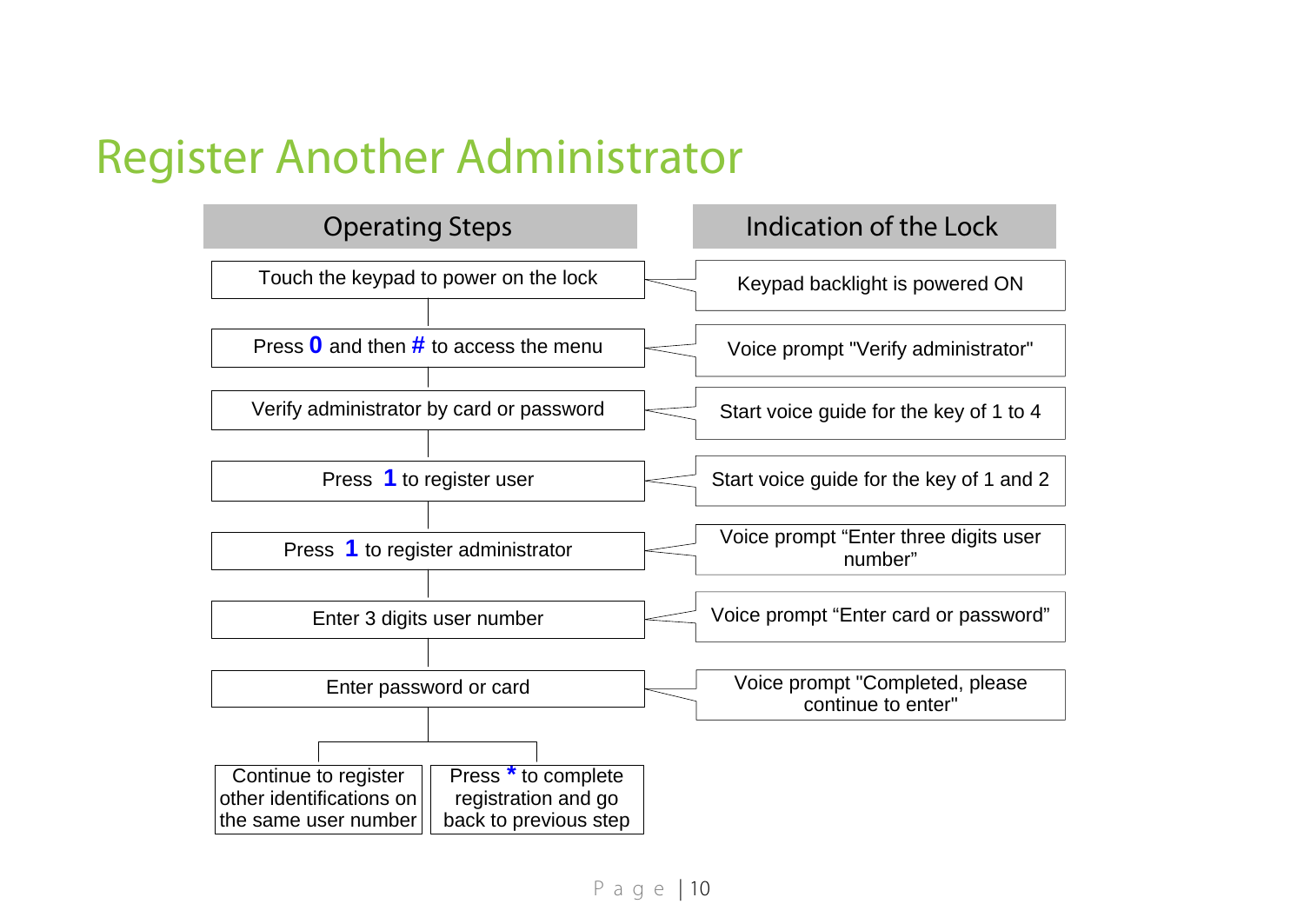# Register Another Administrator

| Operating Steps | Indication of the Lock |
| --- | --- |
| Touch the keypad to power on the lock | Keypad backlight is powered ON |
| Press **0** and then **#** to access the menu | Voice prompt "Verify administrator" |
| Verify administrator by card or password | Start voice guide for the key of 1 to 4 |
| Press **1** to register user | Start voice guide for the key of 1 and 2 |
| Press **1** to register administrator | Voice prompt “Enter three digits user number” |
| Enter 3 digits user number | Voice prompt “Enter card or password” |
| Enter password or card | Voice prompt "Completed, please continue to enter" |

After "Enter password or card":

- Continue to register other identifications on the same user number
- Press **\*** to complete registration and go back to previous step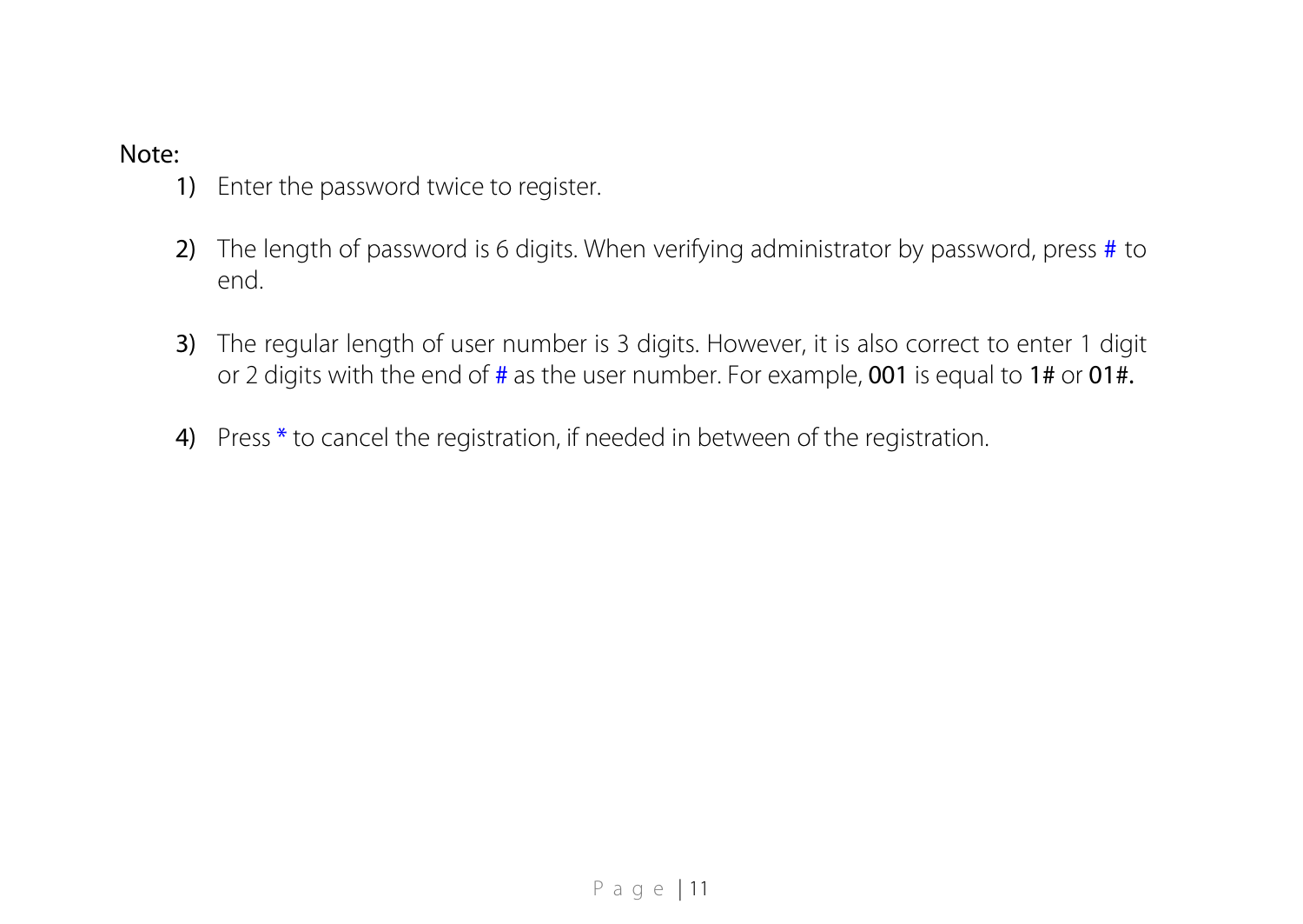Note:

1) Enter the password twice to register.

2) The length of password is 6 digits. When verifying administrator by password, press # to end.

3) The regular length of user number is 3 digits. However, it is also correct to enter 1 digit or 2 digits with the end of # as the user number. For example, **001** is equal to **1#** or **01#.**

4) Press * to cancel the registration, if needed in between of the registration.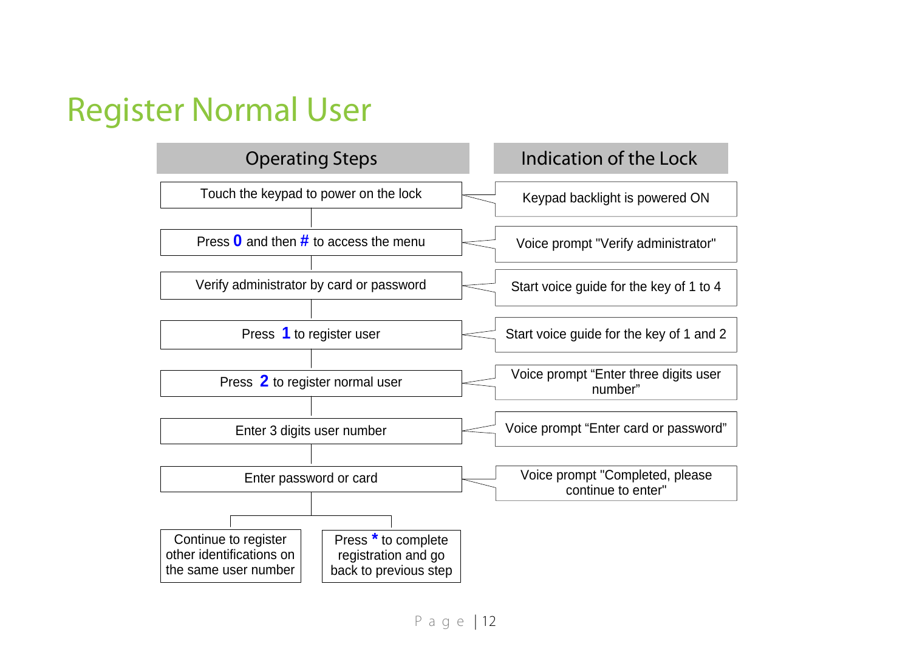# Register Normal User

| Operating Steps | Indication of the Lock |
| --- | --- |
| Touch the keypad to power on the lock | Keypad backlight is powered ON |
| Press **0** and then **#** to access the menu | Voice prompt "Verify administrator" |
| Verify administrator by card or password | Start voice guide for the key of 1 to 4 |
| Press **1** to register user | Start voice guide for the key of 1 and 2 |
| Press **2** to register normal user | Voice prompt "Enter three digits user number" |
| Enter 3 digits user number | Voice prompt "Enter card or password" |
| Enter password or card | Voice prompt "Completed, please continue to enter" |

After entering password or card:

- Continue to register other identifications on the same user number
- Press **\*** to complete registration and go back to previous step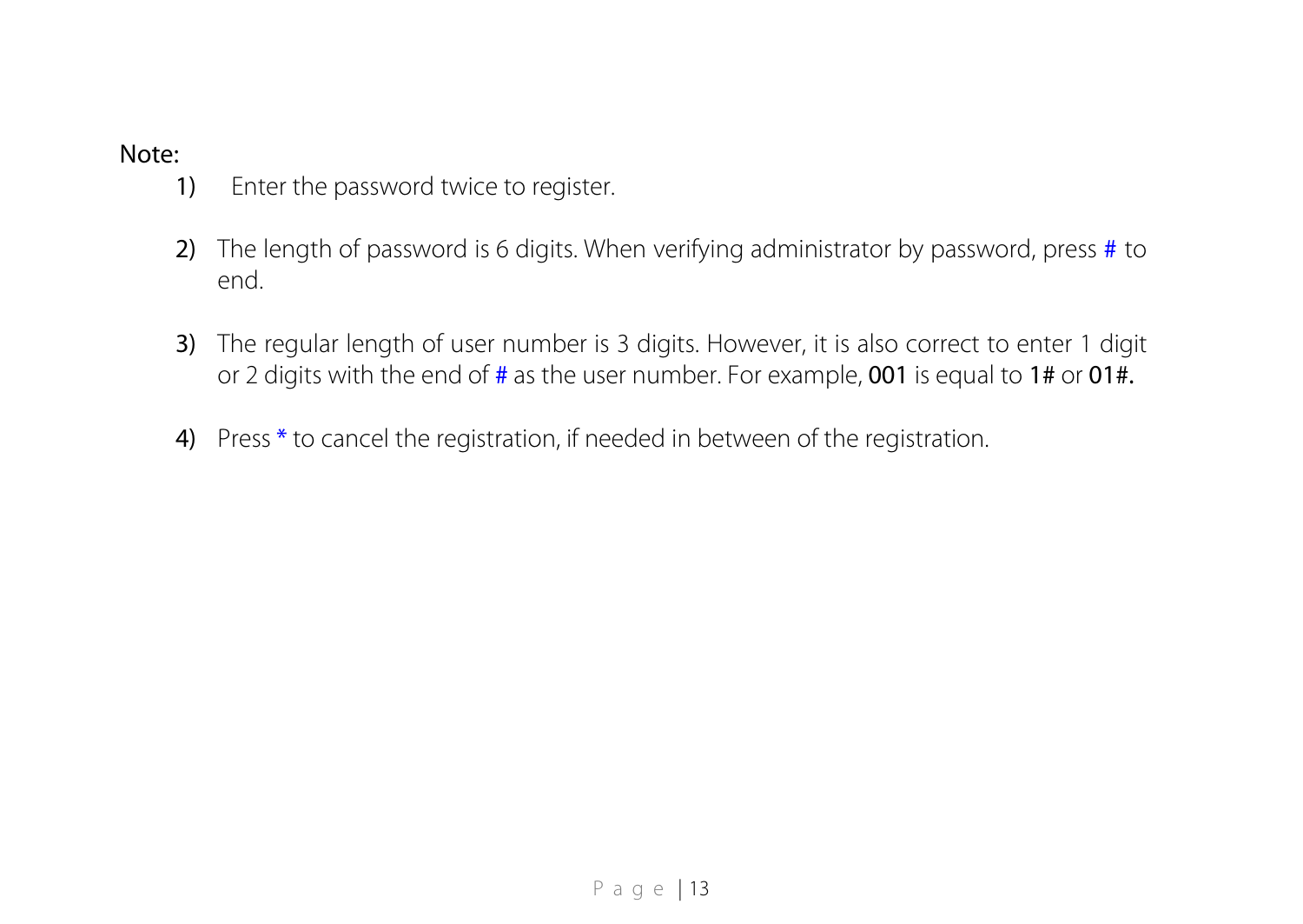Note:

1) Enter the password twice to register.

2) The length of password is 6 digits. When verifying administrator by password, press # to end.

3) The regular length of user number is 3 digits. However, it is also correct to enter 1 digit or 2 digits with the end of # as the user number. For example, 001 is equal to 1# or 01#.

4) Press * to cancel the registration, if needed in between of the registration.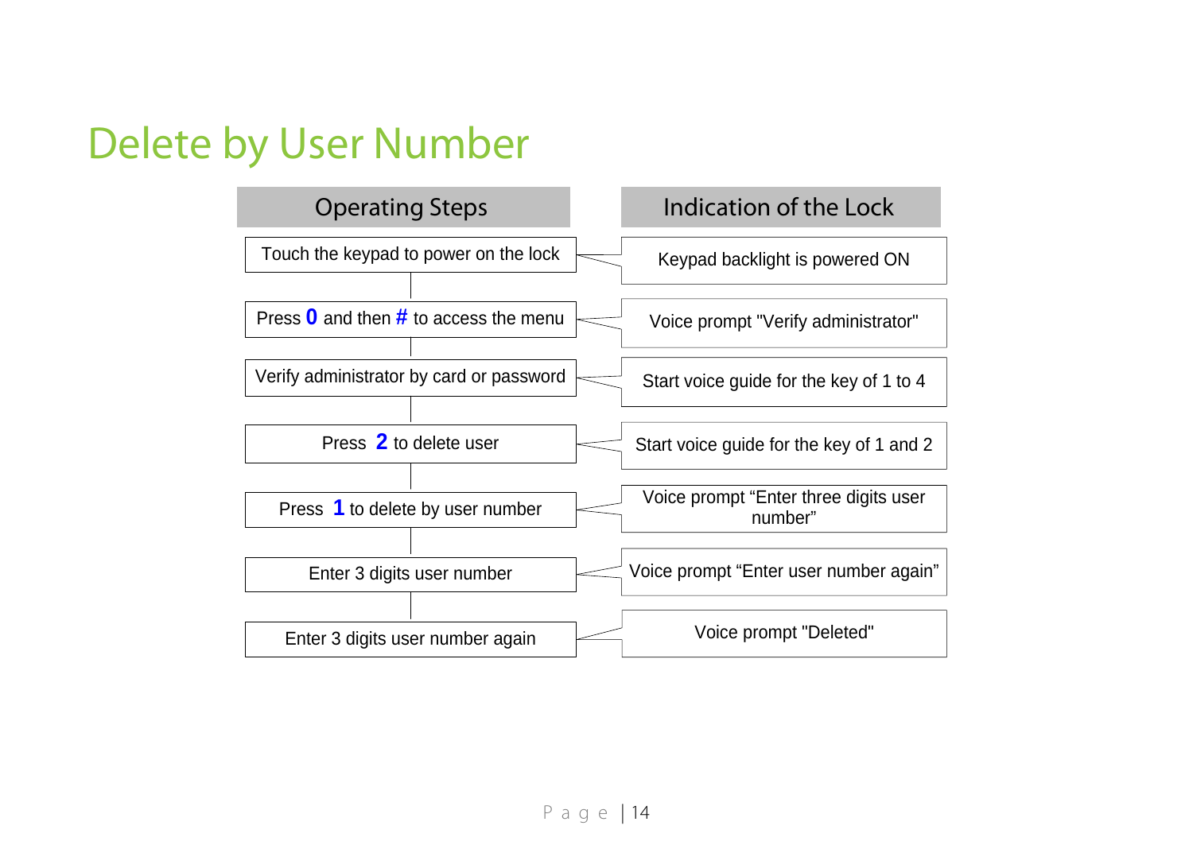# Delete by User Number

| Operating Steps | Indication of the Lock |
| --- | --- |
| Touch the keypad to power on the lock | Keypad backlight is powered ON |
| Press **0** and then **#** to access the menu | Voice prompt "Verify administrator" |
| Verify administrator by card or password | Start voice guide for the key of 1 to 4 |
| Press **2** to delete user | Start voice guide for the key of 1 and 2 |
| Press **1** to delete by user number | Voice prompt “Enter three digits user number” |
| Enter 3 digits user number | Voice prompt “Enter user number again” |
| Enter 3 digits user number again | Voice prompt "Deleted" |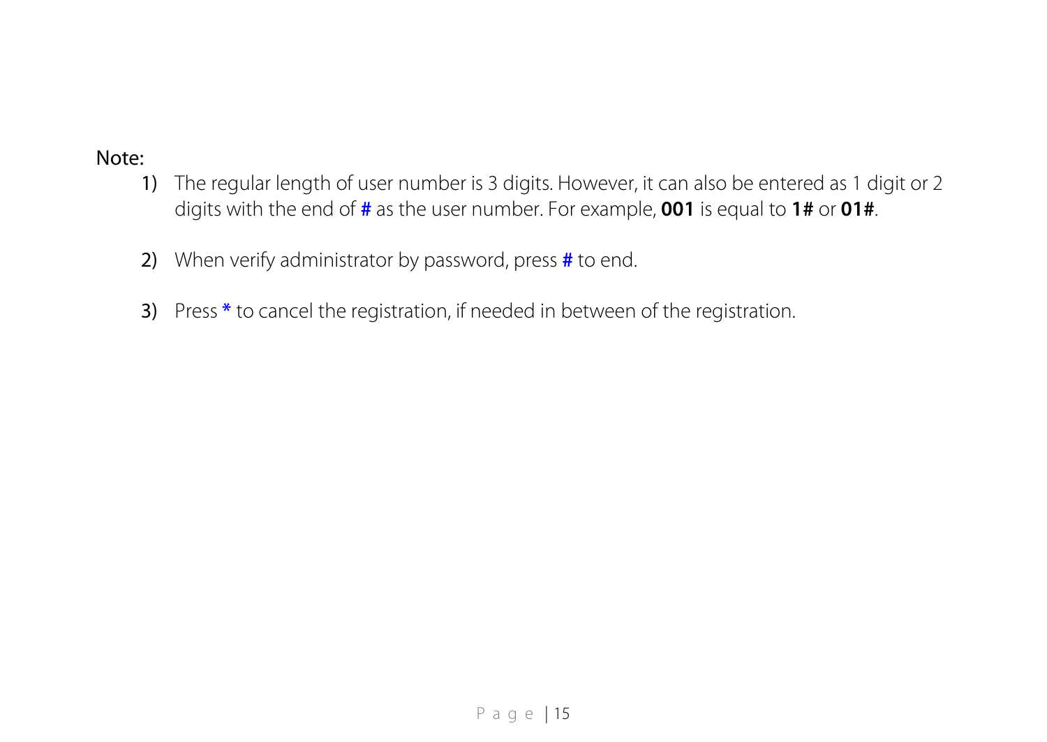Note:

1) The regular length of user number is 3 digits. However, it can also be entered as 1 digit or 2 digits with the end of **#** as the user number. For example, **001** is equal to **1#** or **01#**.

2) When verify administrator by password, press **#** to end.

3) Press **\*** to cancel the registration, if needed in between of the registration.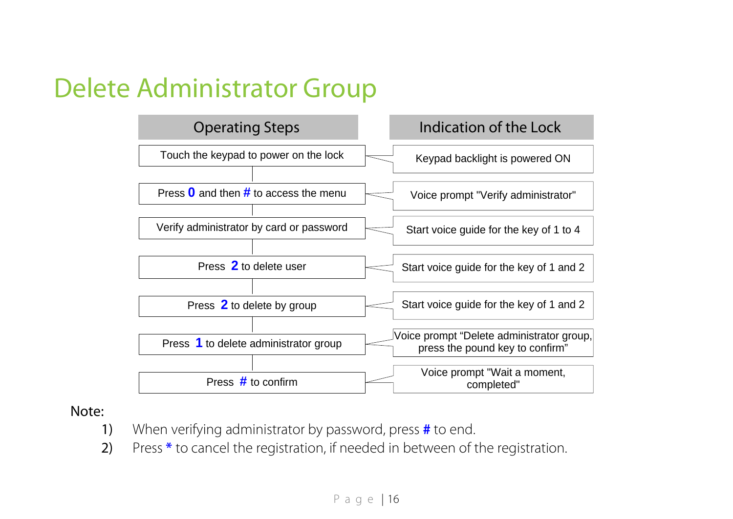# Delete Administrator Group

| Operating Steps | Indication of the Lock |
|---|---|
| Touch the keypad to power on the lock | Keypad backlight is powered ON |
| Press **0** and then **#** to access the menu | Voice prompt "Verify administrator" |
| Verify administrator by card or password | Start voice guide for the key of 1 to 4 |
| Press **2** to delete user | Start voice guide for the key of 1 and 2 |
| Press **2** to delete by group | Start voice guide for the key of 1 and 2 |
| Press **1** to delete administrator group | Voice prompt "Delete administrator group, press the pound key to confirm" |
| Press **#** to confirm | Voice prompt "Wait a moment, completed" |

Note:

1) When verifying administrator by password, press **#** to end.
2) Press * to cancel the registration, if needed in between of the registration.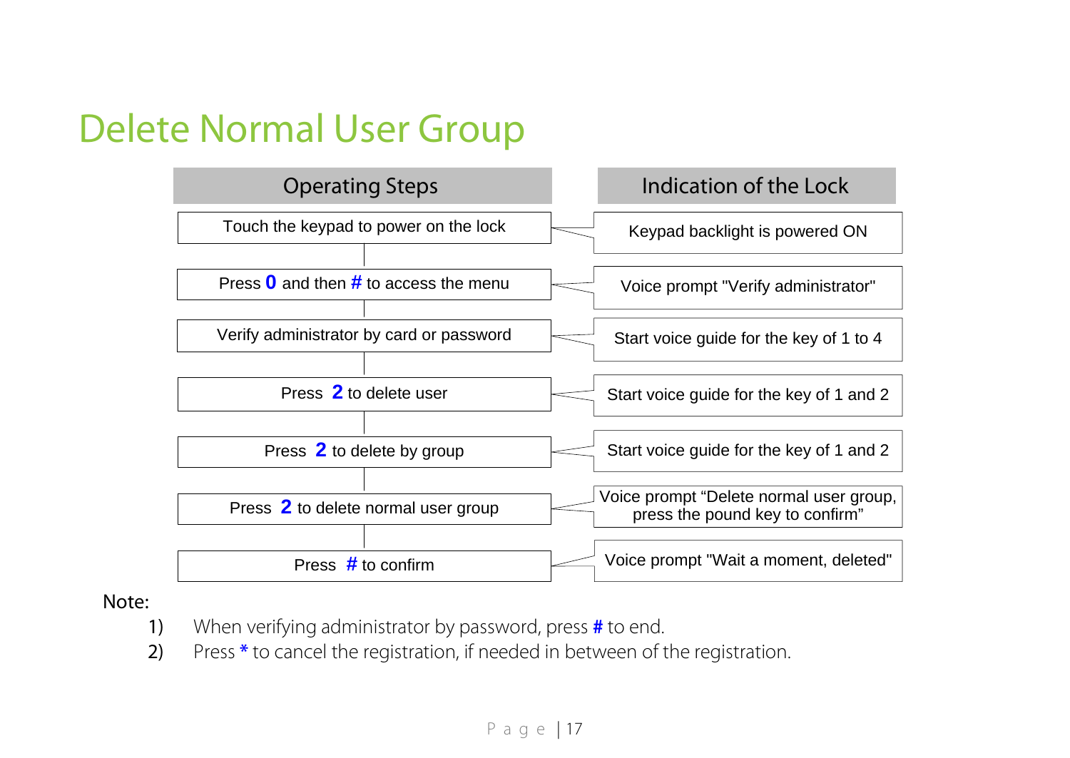# Delete Normal User Group

| Operating Steps | Indication of the Lock |
| --- | --- |
| Touch the keypad to power on the lock | Keypad backlight is powered ON |
| Press **0** and then **#** to access the menu | Voice prompt "Verify administrator" |
| Verify administrator by card or password | Start voice guide for the key of 1 to 4 |
| Press **2** to delete user | Start voice guide for the key of 1 and 2 |
| Press **2** to delete by group | Start voice guide for the key of 1 and 2 |
| Press **2** to delete normal user group | Voice prompt "Delete normal user group, press the pound key to confirm" |
| Press **#** to confirm | Voice prompt "Wait a moment, deleted" |

Note:

1) When verifying administrator by password, press **#** to end.
2) Press **\*** to cancel the registration, if needed in between of the registration.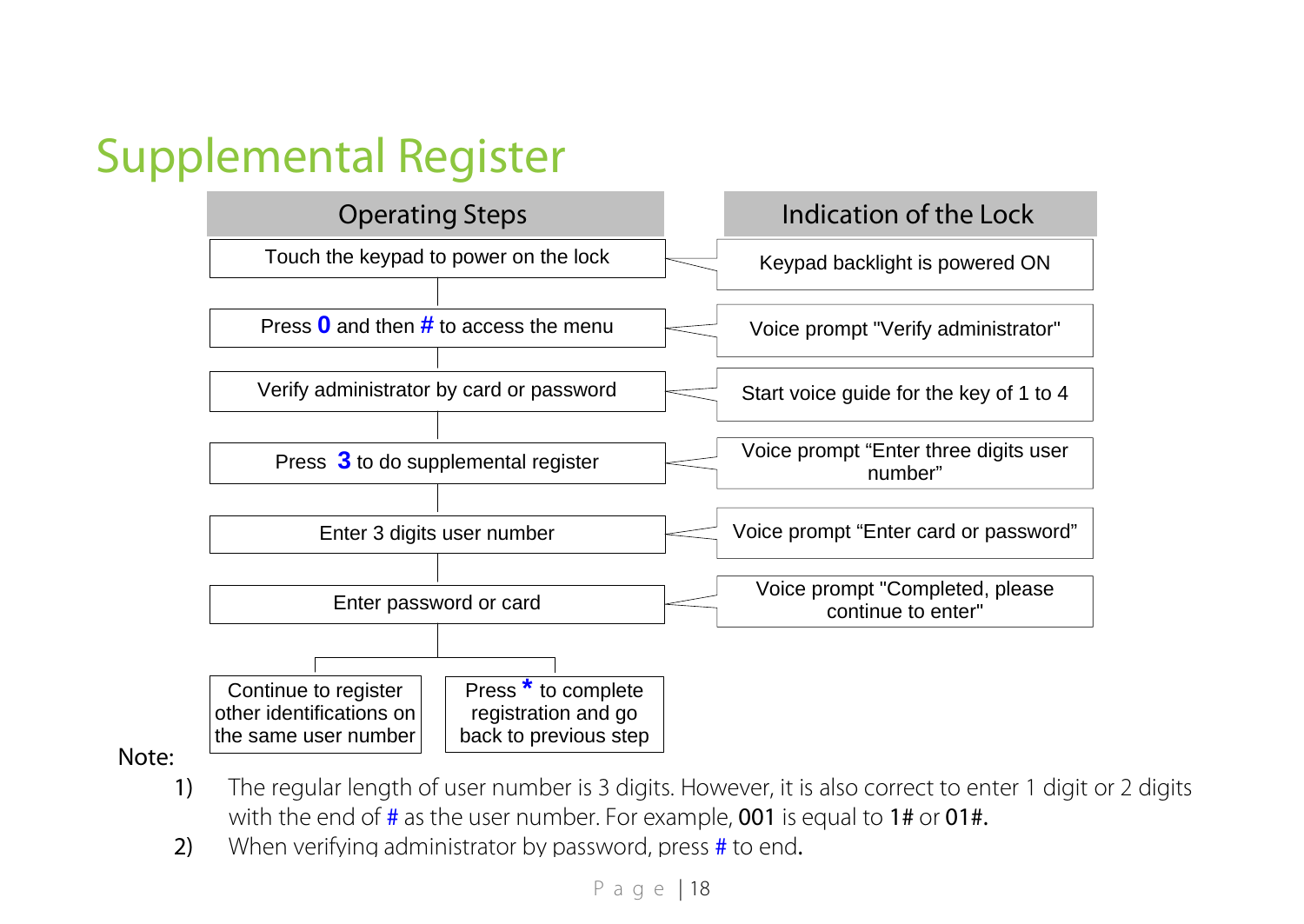# Supplemental Register

| Operating Steps | Indication of the Lock |
| --- | --- |
| Touch the keypad to power on the lock | Keypad backlight is powered ON |
| Press **0** and then **#** to access the menu | Voice prompt "Verify administrator" |
| Verify administrator by card or password | Start voice guide for the key of 1 to 4 |
| Press **3** to do supplemental register | Voice prompt "Enter three digits user number" |
| Enter 3 digits user number | Voice prompt "Enter card or password" |
| Enter password or card | Voice prompt "Completed, please continue to enter" |

Then either:

- Continue to register other identifications on the same user number
- Press **\*** to complete registration and go back to previous step

Note:

1) The regular length of user number is 3 digits. However, it is also correct to enter 1 digit or 2 digits with the end of **#** as the user number. For example, **001** is equal to **1#** or **01#**.
2) When verifying administrator by password, press **#** to end.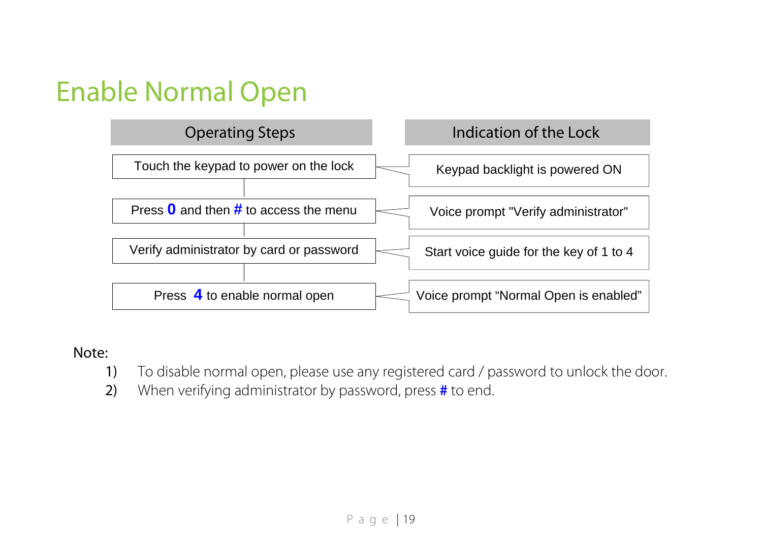# Enable Normal Open

| Operating Steps | Indication of the Lock |
| --- | --- |
| Touch the keypad to power on the lock | Keypad backlight is powered ON |
| Press **0** and then **#** to access the menu | Voice prompt "Verify administrator" |
| Verify administrator by card or password | Start voice guide for the key of 1 to 4 |
| Press **4** to enable normal open | Voice prompt "Normal Open is enabled" |

Note:

1) To disable normal open, please use any registered card / password to unlock the door.
2) When verifying administrator by password, press **#** to end.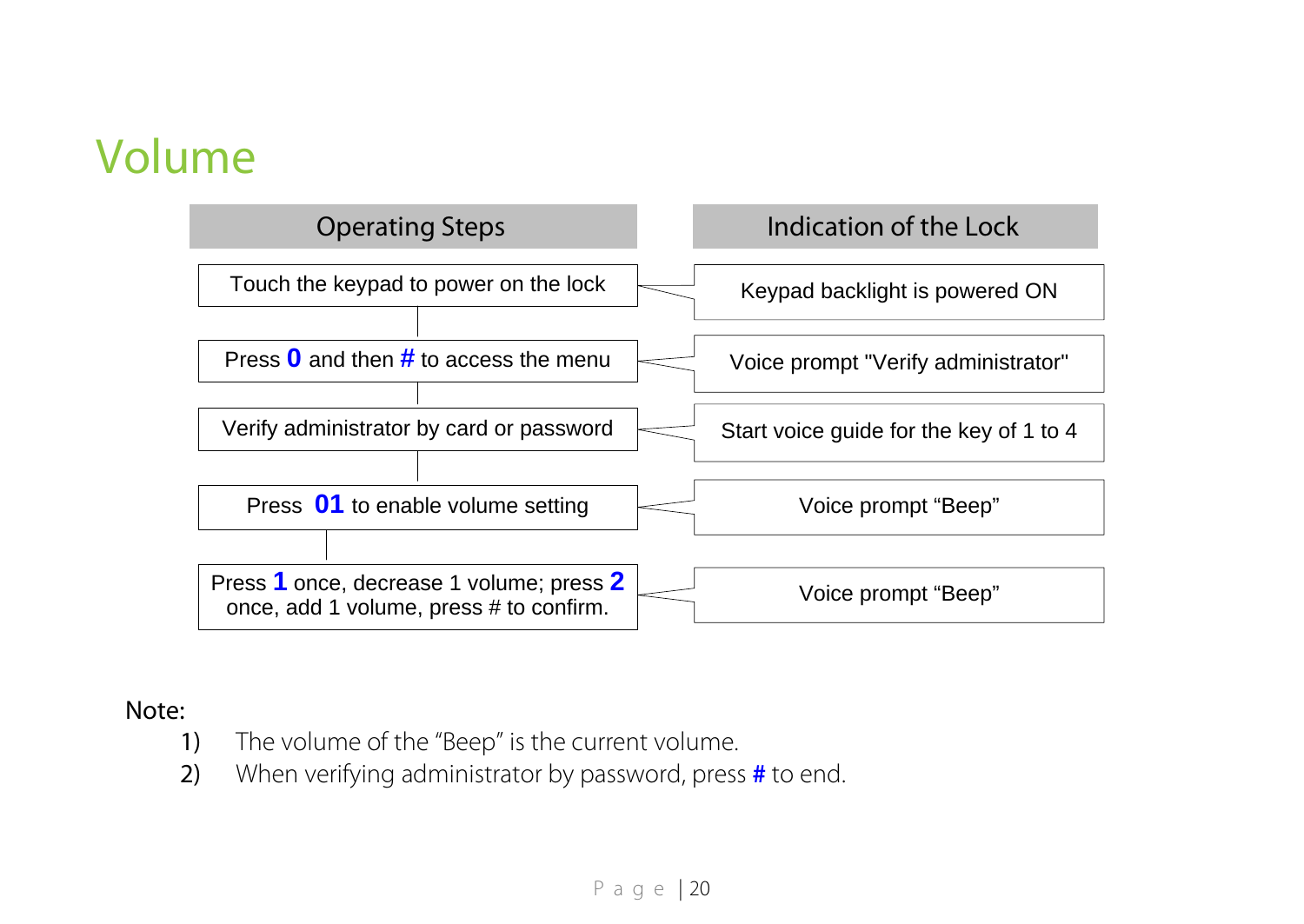# Volume

| Operating Steps | Indication of the Lock |
|---|---|
| Touch the keypad to power on the lock | Keypad backlight is powered ON |
| Press **0** and then **#** to access the menu | Voice prompt "Verify administrator" |
| Verify administrator by card or password | Start voice guide for the key of 1 to 4 |
| Press **01** to enable volume setting | Voice prompt “Beep” |
| Press **1** once, decrease 1 volume; press **2** once, add 1 volume, press # to confirm. | Voice prompt “Beep” |

Note:

1) The volume of the “Beep” is the current volume.
2) When verifying administrator by password, press **#** to end.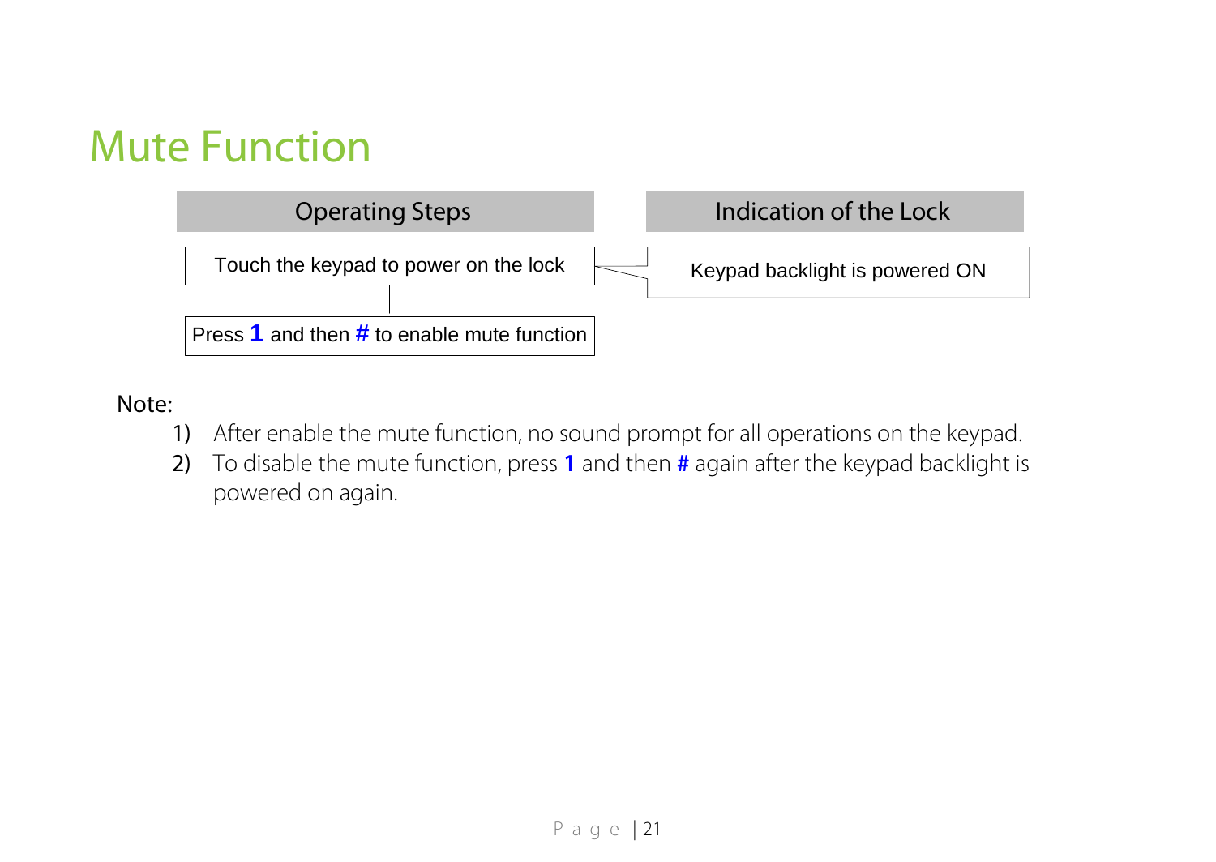# Mute Function

| Operating Steps | Indication of the Lock |
| --- | --- |
| Touch the keypad to power on the lock | Keypad backlight is powered ON |
| Press **1** and then **#** to enable mute function | |

Note:

1) After enable the mute function, no sound prompt for all operations on the keypad.
2) To disable the mute function, press **1** and then **#** again after the keypad backlight is powered on again.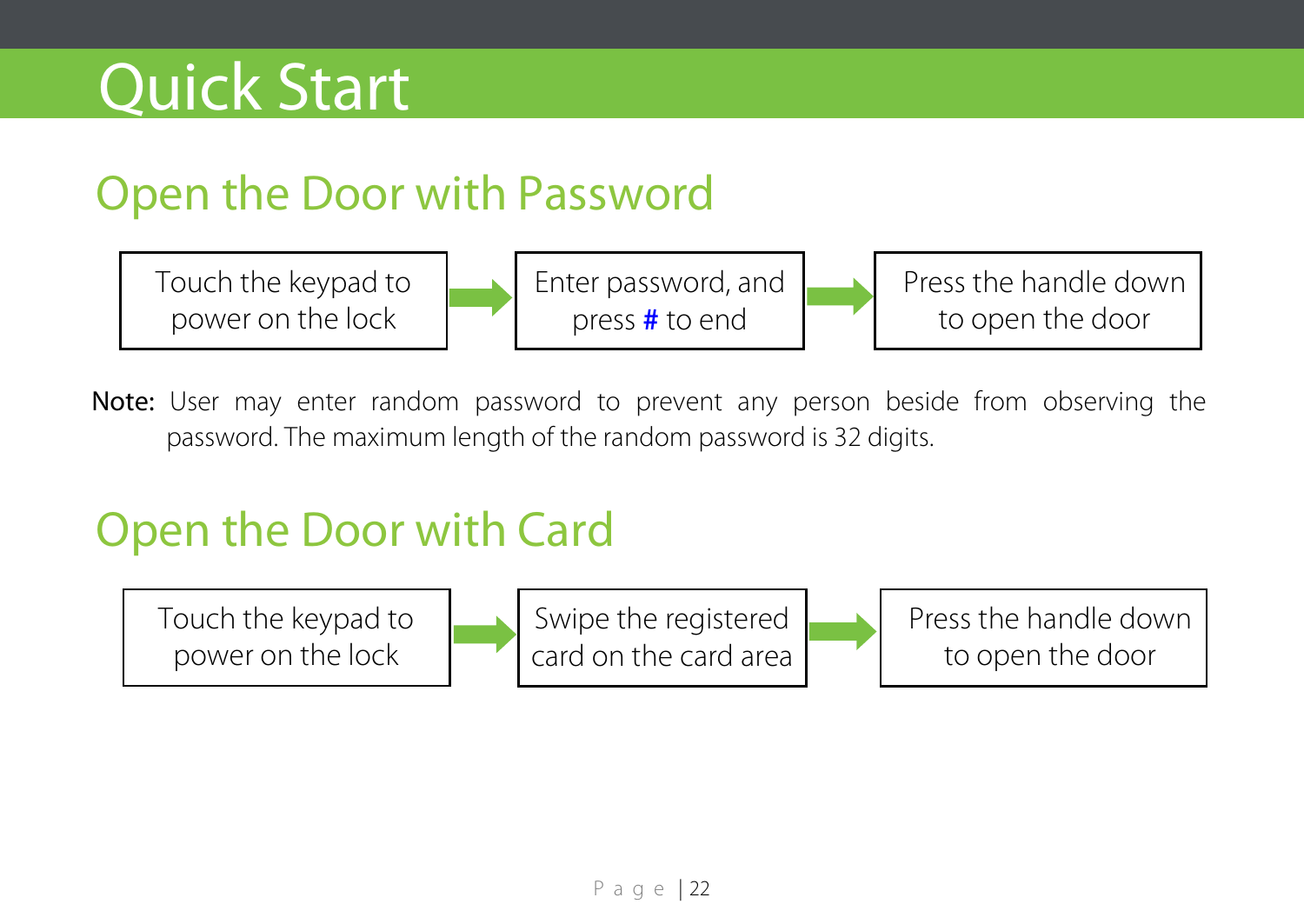# Quick Start

## Open the Door with Password

Touch the keypad to power on the lock → Enter password, and press # to end → Press the handle down to open the door

**Note:** User may enter random password to prevent any person beside from observing the password. The maximum length of the random password is 32 digits.

## Open the Door with Card

Touch the keypad to power on the lock → Swipe the registered card on the card area → Press the handle down to open the door